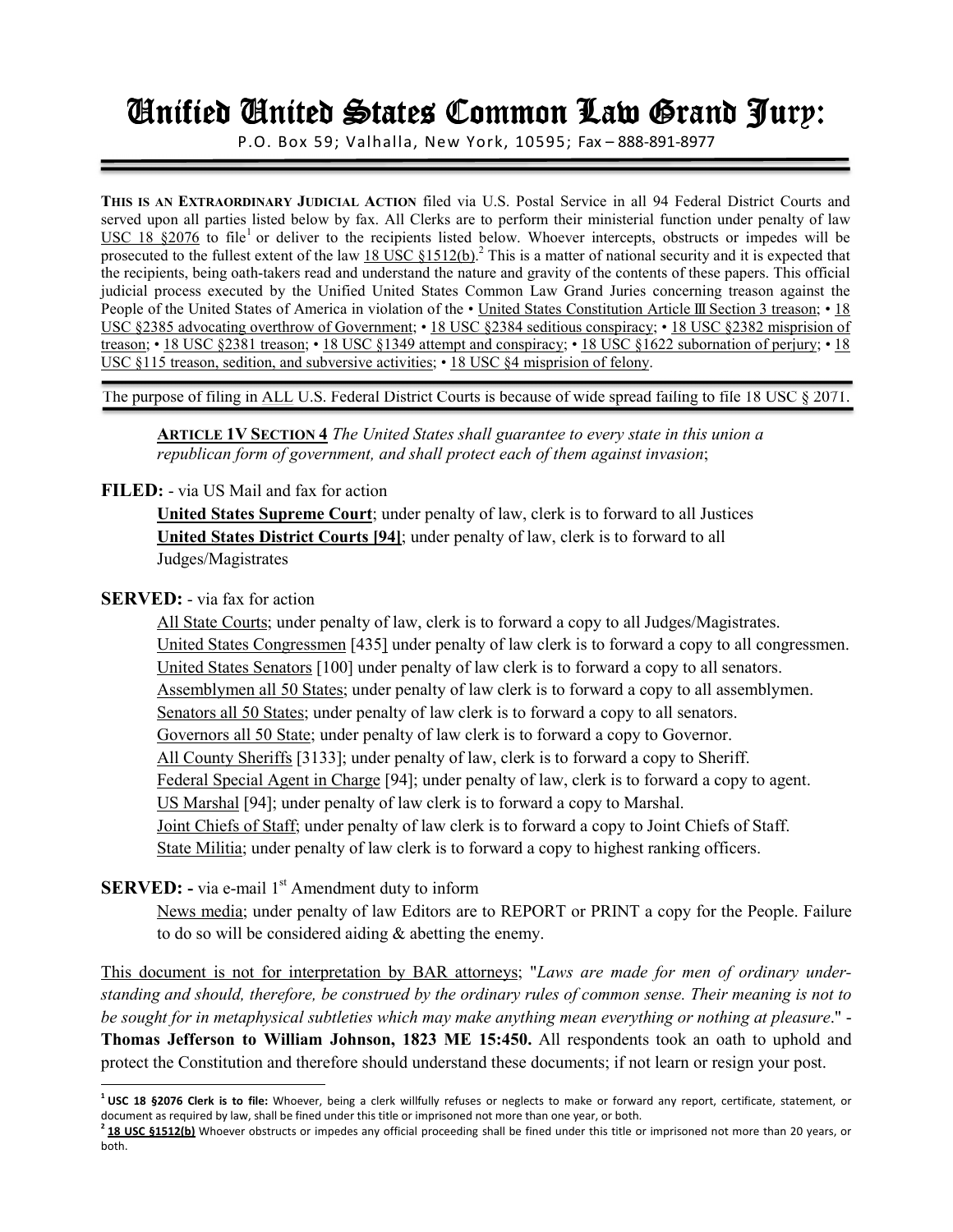# Unified United States Common Law Grand Jury:

P.O. Box 59; Valhalla, New York, 10595; Fax – 888-891-8977

**THIS IS AN EXTRAORDINARY JUDICIAL ACTION** filed via U.S. Postal Service in all 94 Federal District Courts and served upon all parties listed below by fax. All Clerks are to perform their ministerial function under penalty of law USC 18 §2076 to file[1] or deliver to the recipients listed below. Whoever intercepts, obstructs or impedes will be prosecuted to the fullest extent of the law 18 USC §1512(b).[2] This is a matter of national security and it is expected that the recipients, being oath-takers read and understand the nature and gravity of the contents of these papers. This official judicial process executed by the Unified United States Common Law Grand Juries concerning treason against the People of the United States of America in violation of the • United States Constitution Article Ⅲ Section 3 treason; • 18 USC §2385 advocating overthrow of Government; • 18 USC §2384 seditious conspiracy; • 18 USC §2382 misprision of treason; • 18 USC §2381 treason; • 18 USC §1349 attempt and conspiracy; • 18 USC §1622 subornation of perjury; • 18 USC §115 treason, sedition, and subversive activities; • 18 USC §4 misprision of felony.

The purpose of filing in ALL U.S. Federal District Courts is because of wide spread failing to file 18 USC § 2071.

**ARTICLE 1V SECTION 4** *The United States shall guarantee to every state in this union a republican form of government, and shall protect each of them against invasion*;

**FILED:** - via US Mail and fax for action

**United States Supreme Court**; under penalty of law, clerk is to forward to all Justices
**United States District Courts [94]**; under penalty of law, clerk is to forward to all Judges/Magistrates

**SERVED:** - via fax for action

All State Courts; under penalty of law, clerk is to forward a copy to all Judges/Magistrates.
United States Congressmen [435] under penalty of law clerk is to forward a copy to all congressmen.
United States Senators [100] under penalty of law clerk is to forward a copy to all senators.
Assemblymen all 50 States; under penalty of law clerk is to forward a copy to all assemblymen.
Senators all 50 States; under penalty of law clerk is to forward a copy to all senators.
Governors all 50 State; under penalty of law clerk is to forward a copy to Governor.
All County Sheriffs [3133]; under penalty of law, clerk is to forward a copy to Sheriff.
Federal Special Agent in Charge [94]; under penalty of law, clerk is to forward a copy to agent.
US Marshal [94]; under penalty of law clerk is to forward a copy to Marshal.
Joint Chiefs of Staff; under penalty of law clerk is to forward a copy to Joint Chiefs of Staff.
State Militia; under penalty of law clerk is to forward a copy to highest ranking officers.

**SERVED: -** via e-mail 1st Amendment duty to inform

News media; under penalty of law Editors are to REPORT or PRINT a copy for the People. Failure to do so will be considered aiding & abetting the enemy.

This document is not for interpretation by BAR attorneys; "*Laws are made for men of ordinary understanding and should, therefore, be construed by the ordinary rules of common sense. Their meaning is not to be sought for in metaphysical subtleties which may make anything mean everything or nothing at pleasure*." - **Thomas Jefferson to William Johnson, 1823 ME 15:450.** All respondents took an oath to uphold and protect the Constitution and therefore should understand these documents; if not learn or resign your post.

---

[1] **USC 18 §2076 Clerk is to file:** Whoever, being a clerk willfully refuses or neglects to make or forward any report, certificate, statement, or document as required by law, shall be fined under this title or imprisoned not more than one year, or both.

[2] **18 USC §1512(b)** Whoever obstructs or impedes any official proceeding shall be fined under this title or imprisoned not more than 20 years, or both.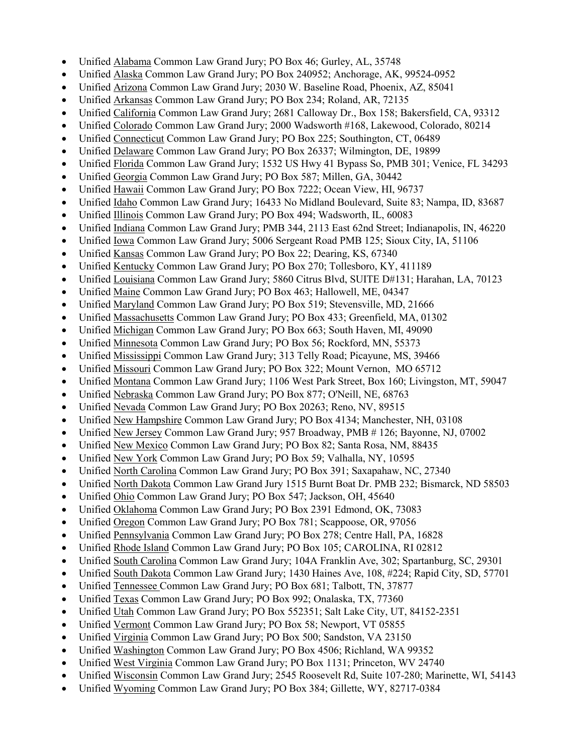- Unified Alabama Common Law Grand Jury; PO Box 46; Gurley, AL, 35748
- Unified Alaska Common Law Grand Jury; PO Box 240952; Anchorage, AK, 99524-0952
- Unified Arizona Common Law Grand Jury; 2030 W. Baseline Road, Phoenix, AZ, 85041
- Unified Arkansas Common Law Grand Jury; PO Box 234; Roland, AR, 72135
- Unified California Common Law Grand Jury; 2681 Calloway Dr., Box 158; Bakersfield, CA, 93312
- Unified Colorado Common Law Grand Jury; 2000 Wadsworth #168, Lakewood, Colorado, 80214
- Unified Connecticut Common Law Grand Jury; PO Box 225; Southington, CT, 06489
- Unified Delaware Common Law Grand Jury; PO Box 26337; Wilmington, DE, 19899
- Unified Florida Common Law Grand Jury; 1532 US Hwy 41 Bypass So, PMB 301; Venice, FL 34293
- Unified Georgia Common Law Grand Jury; PO Box 587; Millen, GA, 30442
- Unified Hawaii Common Law Grand Jury; PO Box 7222; Ocean View, HI, 96737
- Unified Idaho Common Law Grand Jury; 16433 No Midland Boulevard, Suite 83; Nampa, ID, 83687
- Unified Illinois Common Law Grand Jury; PO Box 494; Wadsworth, IL, 60083
- Unified Indiana Common Law Grand Jury; PMB 344, 2113 East 62nd Street; Indianapolis, IN, 46220
- Unified Iowa Common Law Grand Jury; 5006 Sergeant Road PMB 125; Sioux City, IA, 51106
- Unified Kansas Common Law Grand Jury; PO Box 22; Dearing, KS, 67340
- Unified Kentucky Common Law Grand Jury; PO Box 270; Tollesboro, KY, 411189
- Unified Louisiana Common Law Grand Jury; 5860 Citrus Blvd, SUITE D#131; Harahan, LA, 70123
- Unified Maine Common Law Grand Jury; PO Box 463; Hallowell, ME, 04347
- Unified Maryland Common Law Grand Jury; PO Box 519; Stevensville, MD, 21666
- Unified Massachusetts Common Law Grand Jury; PO Box 433; Greenfield, MA, 01302
- Unified Michigan Common Law Grand Jury; PO Box 663; South Haven, MI, 49090
- Unified Minnesota Common Law Grand Jury; PO Box 56; Rockford, MN, 55373
- Unified Mississippi Common Law Grand Jury; 313 Telly Road; Picayune, MS, 39466
- Unified Missouri Common Law Grand Jury; PO Box 322; Mount Vernon, MO 65712
- Unified Montana Common Law Grand Jury; 1106 West Park Street, Box 160; Livingston, MT, 59047
- Unified Nebraska Common Law Grand Jury; PO Box 877; O'Neill, NE, 68763
- Unified Nevada Common Law Grand Jury; PO Box 20263; Reno, NV, 89515
- Unified New Hampshire Common Law Grand Jury; PO Box 4134; Manchester, NH, 03108
- Unified New Jersey Common Law Grand Jury; 957 Broadway, PMB # 126; Bayonne, NJ, 07002
- Unified New Mexico Common Law Grand Jury; PO Box 82; Santa Rosa, NM, 88435
- Unified New York Common Law Grand Jury; PO Box 59; Valhalla, NY, 10595
- Unified North Carolina Common Law Grand Jury; PO Box 391; Saxapahaw, NC, 27340
- Unified North Dakota Common Law Grand Jury 1515 Burnt Boat Dr. PMB 232; Bismarck, ND 58503
- Unified Ohio Common Law Grand Jury; PO Box 547; Jackson, OH, 45640
- Unified Oklahoma Common Law Grand Jury; PO Box 2391 Edmond, OK, 73083
- Unified Oregon Common Law Grand Jury; PO Box 781; Scappoose, OR, 97056
- Unified Pennsylvania Common Law Grand Jury; PO Box 278; Centre Hall, PA, 16828
- Unified Rhode Island Common Law Grand Jury; PO Box 105; CAROLINA, RI 02812
- Unified South Carolina Common Law Grand Jury; 104A Franklin Ave, 302; Spartanburg, SC, 29301
- Unified South Dakota Common Law Grand Jury; 1430 Haines Ave, 108, #224; Rapid City, SD, 57701
- Unified Tennessee Common Law Grand Jury; PO Box 681; Talbott, TN, 37877
- Unified Texas Common Law Grand Jury; PO Box 992; Onalaska, TX, 77360
- Unified Utah Common Law Grand Jury; PO Box 552351; Salt Lake City, UT, 84152-2351
- Unified Vermont Common Law Grand Jury; PO Box 58; Newport, VT 05855
- Unified Virginia Common Law Grand Jury; PO Box 500; Sandston, VA 23150
- Unified Washington Common Law Grand Jury; PO Box 4506; Richland, WA 99352
- Unified West Virginia Common Law Grand Jury; PO Box 1131; Princeton, WV 24740
- Unified Wisconsin Common Law Grand Jury; 2545 Roosevelt Rd, Suite 107-280; Marinette, WI, 54143
- Unified Wyoming Common Law Grand Jury; PO Box 384; Gillette, WY, 82717-0384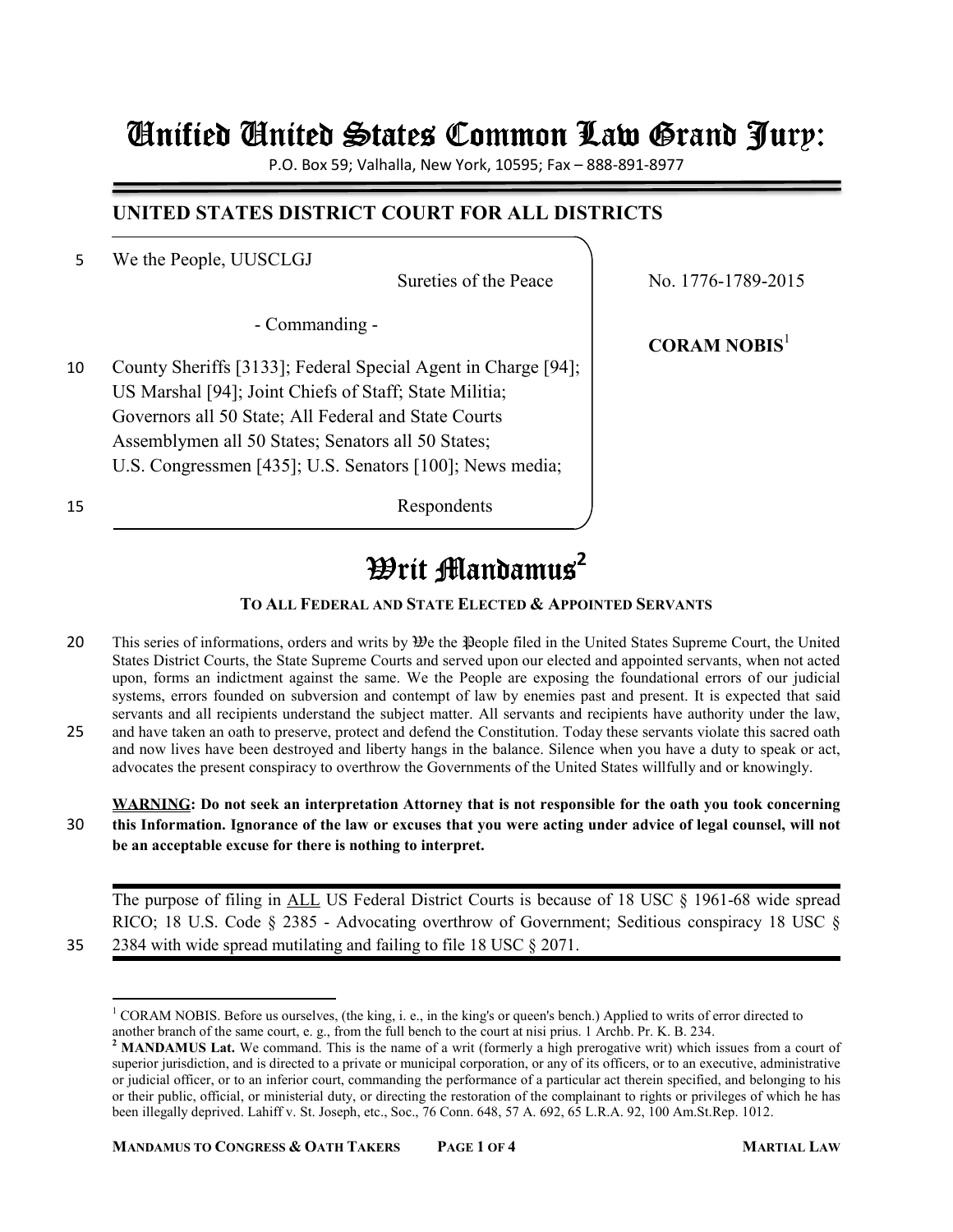# Unified United States Common Law Grand Jury:

P.O. Box 59; Valhalla, New York, 10595; Fax – 888-891-8977

## UNITED STATES DISTRICT COURT FOR ALL DISTRICTS

We the People, UUSCLGJ

Sureties of the Peace

- Commanding -

County Sheriffs [3133]; Federal Special Agent in Charge [94]; US Marshal [94]; Joint Chiefs of Staff; State Militia; Governors all 50 State; All Federal and State Courts Assemblymen all 50 States; Senators all 50 States; U.S. Congressmen [435]; U.S. Senators [100]; News media;

Respondents

No. 1776-1789-2015

**CORAM NOBIS**[1]

# Writ Mandamus[2]

### TO ALL FEDERAL AND STATE ELECTED & APPOINTED SERVANTS

This series of informations, orders and writs by We the People filed in the United States Supreme Court, the United States District Courts, the State Supreme Courts and served upon our elected and appointed servants, when not acted upon, forms an indictment against the same. We the People are exposing the foundational errors of our judicial systems, errors founded on subversion and contempt of law by enemies past and present. It is expected that said servants and all recipients understand the subject matter. All servants and recipients have authority under the law, and have taken an oath to preserve, protect and defend the Constitution. Today these servants violate this sacred oath and now lives have been destroyed and liberty hangs in the balance. Silence when you have a duty to speak or act, advocates the present conspiracy to overthrow the Governments of the United States willfully and or knowingly.

**<u>WARNING</u>: Do not seek an interpretation Attorney that is not responsible for the oath you took concerning this Information. Ignorance of the law or excuses that you were acting under advice of legal counsel, will not be an acceptable excuse for there is nothing to interpret.**

The purpose of filing in <u>ALL</u> US Federal District Courts is because of 18 USC § 1961-68 wide spread RICO; 18 U.S. Code § 2385 - Advocating overthrow of Government; Seditious conspiracy 18 USC § 2384 with wide spread mutilating and failing to file 18 USC § 2071.

---

[1] CORAM NOBIS. Before us ourselves, (the king, i. e., in the king's or queen's bench.) Applied to writs of error directed to another branch of the same court, e. g., from the full bench to the court at nisi prius. 1 Archb. Pr. K. B. 234.

[2] **MANDAMUS Lat.** We command. This is the name of a writ (formerly a high prerogative writ) which issues from a court of superior jurisdiction, and is directed to a private or municipal corporation, or any of its officers, or to an executive, administrative or judicial officer, or to an inferior court, commanding the performance of a particular act therein specified, and belonging to his or their public, official, or ministerial duty, or directing the restoration of the complainant to rights or privileges of which he has been illegally deprived. Lahiff v. St. Joseph, etc., Soc., 76 Conn. 648, 57 A. 692, 65 L.R.A. 92, 100 Am.St.Rep. 1012.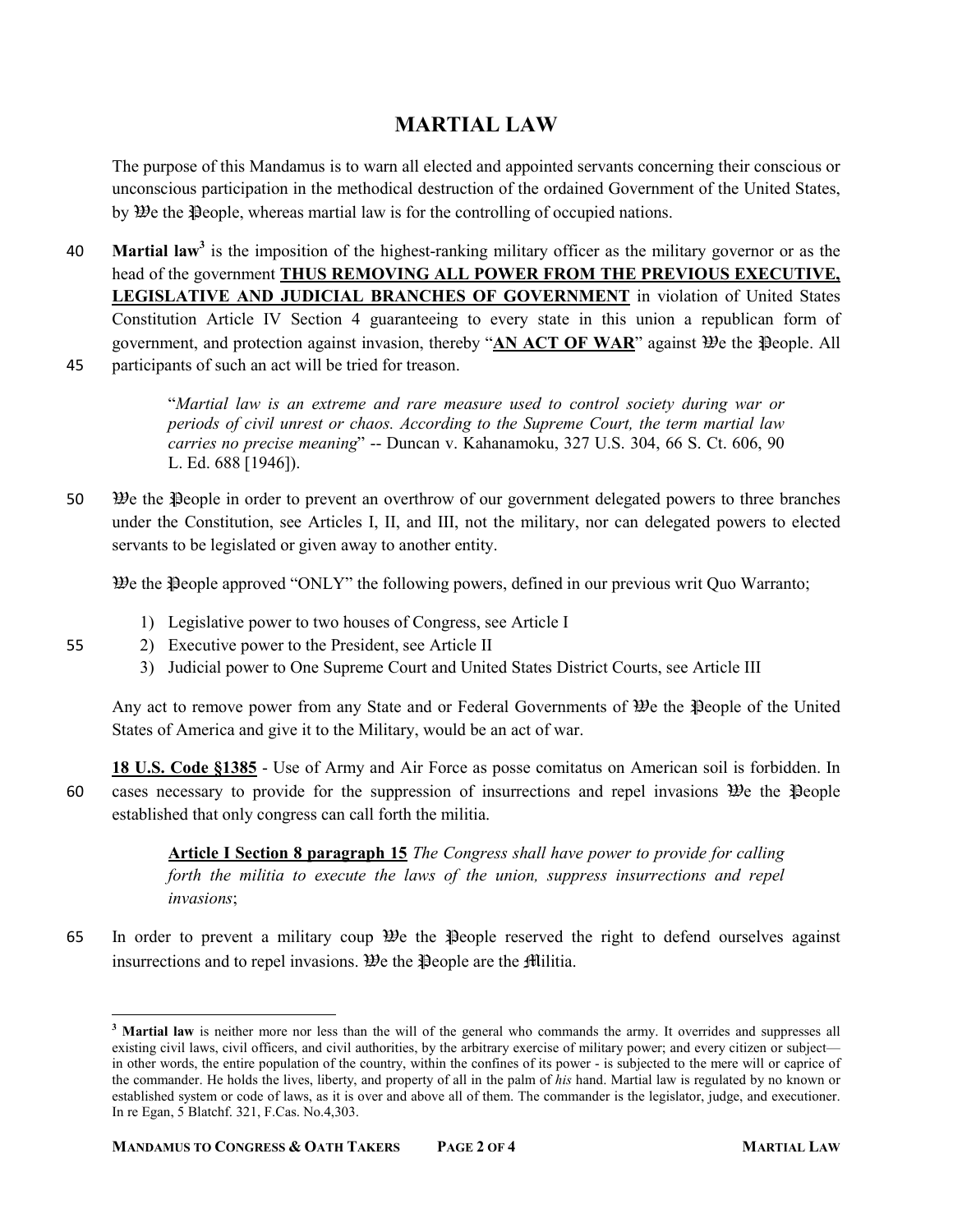# MARTIAL LAW

The purpose of this Mandamus is to warn all elected and appointed servants concerning their conscious or unconscious participation in the methodical destruction of the ordained Government of the United States, by 𝔚e the 𝔓eople, whereas martial law is for the controlling of occupied nations.

**Martial law**[3] is the imposition of the highest-ranking military officer as the military governor or as the head of the government **THUS REMOVING ALL POWER FROM THE PREVIOUS EXECUTIVE, LEGISLATIVE AND JUDICIAL BRANCHES OF GOVERNMENT** in violation of United States Constitution Article IV Section 4 guaranteeing to every state in this union a republican form of government, and protection against invasion, thereby "**AN ACT OF WAR**" against 𝔚e the 𝔓eople. All participants of such an act will be tried for treason.

> "*Martial law is an extreme and rare measure used to control society during war or periods of civil unrest or chaos. According to the Supreme Court, the term martial law carries no precise meaning*" -- Duncan v. Kahanamoku, 327 U.S. 304, 66 S. Ct. 606, 90 L. Ed. 688 [1946]).

𝔚e the 𝔓eople in order to prevent an overthrow of our government delegated powers to three branches under the Constitution, see Articles I, II, and III, not the military, nor can delegated powers to elected servants to be legislated or given away to another entity.

𝔚e the 𝔓eople approved "ONLY" the following powers, defined in our previous writ Quo Warranto;

1) Legislative power to two houses of Congress, see Article I
2) Executive power to the President, see Article II
3) Judicial power to One Supreme Court and United States District Courts, see Article III

Any act to remove power from any State and or Federal Governments of 𝔚e the 𝔓eople of the United States of America and give it to the Military, would be an act of war.

**18 U.S. Code §1385** - Use of Army and Air Force as posse comitatus on American soil is forbidden. In cases necessary to provide for the suppression of insurrections and repel invasions 𝔚e the 𝔓eople established that only congress can call forth the militia.

> **Article I Section 8 paragraph 15** *The Congress shall have power to provide for calling forth the militia to execute the laws of the union, suppress insurrections and repel invasions*;

In order to prevent a military coup 𝔚e the 𝔓eople reserved the right to defend ourselves against insurrections and to repel invasions. 𝔚e the 𝔓eople are the 𝔐ilitia.

---

[3] **Martial law** is neither more nor less than the will of the general who commands the army. It overrides and suppresses all existing civil laws, civil officers, and civil authorities, by the arbitrary exercise of military power; and every citizen or subject—in other words, the entire population of the country, within the confines of its power - is subjected to the mere will or caprice of the commander. He holds the lives, liberty, and property of all in the palm of *his* hand. Martial law is regulated by no known or established system or code of laws, as it is over and above all of them. The commander is the legislator, judge, and executioner. In re Egan, 5 Blatchf. 321, F.Cas. No.4,303.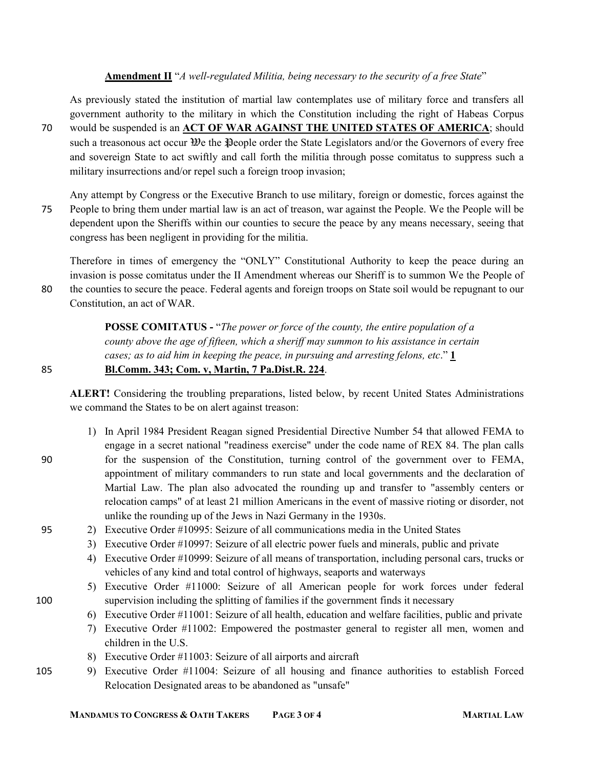**Amendment II** "*A well-regulated Militia, being necessary to the security of a free State*"

As previously stated the institution of martial law contemplates use of military force and transfers all government authority to the military in which the Constitution including the right of Habeas Corpus would be suspended is an **ACT OF WAR AGAINST THE UNITED STATES OF AMERICA**; should such a treasonous act occur 𝔚e the 𝔓eople order the State Legislators and/or the Governors of every free and sovereign State to act swiftly and call forth the militia through posse comitatus to suppress such a military insurrections and/or repel such a foreign troop invasion;

Any attempt by Congress or the Executive Branch to use military, foreign or domestic, forces against the People to bring them under martial law is an act of treason, war against the People. We the People will be dependent upon the Sheriffs within our counties to secure the peace by any means necessary, seeing that congress has been negligent in providing for the militia.

Therefore in times of emergency the "ONLY" Constitutional Authority to keep the peace during an invasion is posse comitatus under the II Amendment whereas our Sheriff is to summon We the People of the counties to secure the peace. Federal agents and foreign troops on State soil would be repugnant to our Constitution, an act of WAR.

> **POSSE COMITATUS -** "*The power or force of the county, the entire population of a county above the age of fifteen, which a sheriff may summon to his assistance in certain cases; as to aid him in keeping the peace, in pursuing and arresting felons, etc*." **1 Bl.Comm. 343; Com. v, Martin, 7 Pa.Dist.R. 224**.

**ALERT!** Considering the troubling preparations, listed below, by recent United States Administrations we command the States to be on alert against treason:

1) In April 1984 President Reagan signed Presidential Directive Number 54 that allowed FEMA to engage in a secret national "readiness exercise" under the code name of REX 84. The plan calls for the suspension of the Constitution, turning control of the government over to FEMA, appointment of military commanders to run state and local governments and the declaration of Martial Law. The plan also advocated the rounding up and transfer to "assembly centers or relocation camps" of at least 21 million Americans in the event of massive rioting or disorder, not unlike the rounding up of the Jews in Nazi Germany in the 1930s.
2) Executive Order #10995: Seizure of all communications media in the United States
3) Executive Order #10997: Seizure of all electric power fuels and minerals, public and private
4) Executive Order #10999: Seizure of all means of transportation, including personal cars, trucks or vehicles of any kind and total control of highways, seaports and waterways
5) Executive Order #11000: Seizure of all American people for work forces under federal supervision including the splitting of families if the government finds it necessary
6) Executive Order #11001: Seizure of all health, education and welfare facilities, public and private
7) Executive Order #11002: Empowered the postmaster general to register all men, women and children in the U.S.
8) Executive Order #11003: Seizure of all airports and aircraft
9) Executive Order #11004: Seizure of all housing and finance authorities to establish Forced Relocation Designated areas to be abandoned as "unsafe"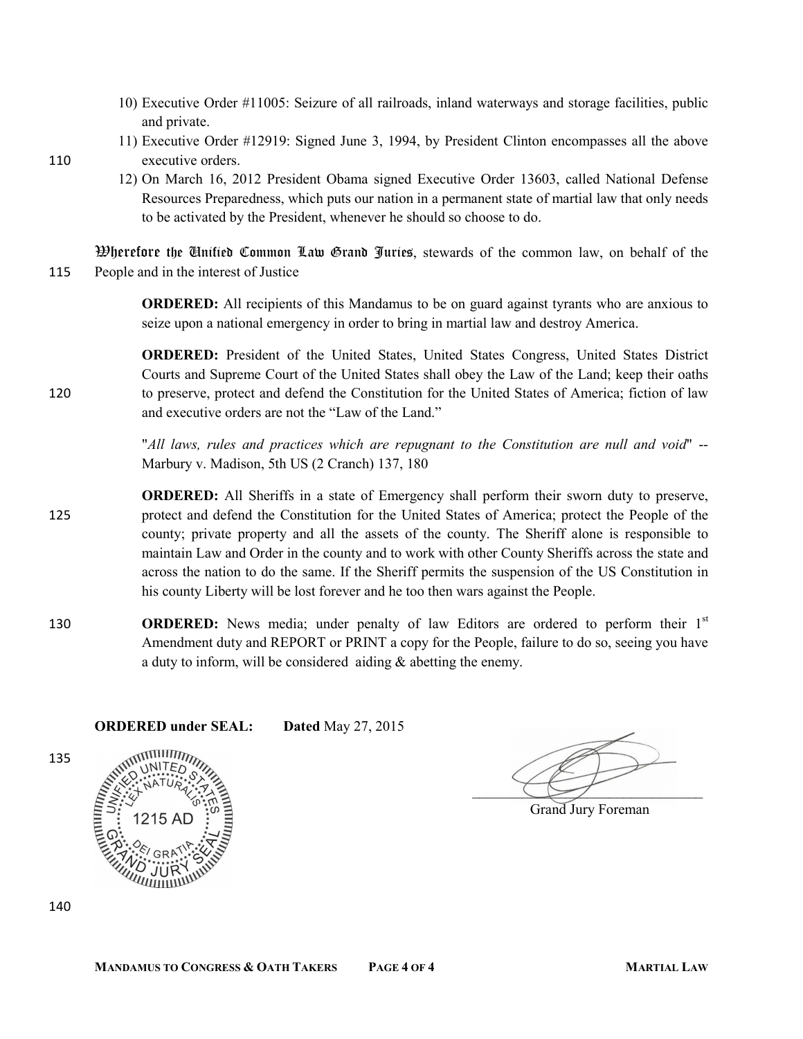10) Executive Order #11005: Seizure of all railroads, inland waterways and storage facilities, public and private.
11) Executive Order #12919: Signed June 3, 1994, by President Clinton encompasses all the above executive orders.
12) On March 16, 2012 President Obama signed Executive Order 13603, called National Defense Resources Preparedness, which puts our nation in a permanent state of martial law that only needs to be activated by the President, whenever he should so choose to do.

**Wherefore the Unified Common Law Grand Juries**, stewards of the common law, on behalf of the People and in the interest of Justice

**ORDERED:** All recipients of this Mandamus to be on guard against tyrants who are anxious to seize upon a national emergency in order to bring in martial law and destroy America.

**ORDERED:** President of the United States, United States Congress, United States District Courts and Supreme Court of the United States shall obey the Law of the Land; keep their oaths to preserve, protect and defend the Constitution for the United States of America; fiction of law and executive orders are not the "Law of the Land."

"*All laws, rules and practices which are repugnant to the Constitution are null and void*" -- Marbury v. Madison, 5th US (2 Cranch) 137, 180

**ORDERED:** All Sheriffs in a state of Emergency shall perform their sworn duty to preserve, protect and defend the Constitution for the United States of America; protect the People of the county; private property and all the assets of the county. The Sheriff alone is responsible to maintain Law and Order in the county and to work with other County Sheriffs across the state and across the nation to do the same. If the Sheriff permits the suspension of the US Constitution in his county Liberty will be lost forever and he too then wars against the People.

**ORDERED:** News media; under penalty of law Editors are ordered to perform their 1st Amendment duty and REPORT or PRINT a copy for the People, failure to do so, seeing you have a duty to inform, will be considered aiding & abetting the enemy.

**ORDERED under SEAL:** **Dated** May 27, 2015

UNIFIED UNITED STATES
LEX NATURALIS
1215 AD
DEI GRATIA
GRAND JURY SEAL

Grand Jury Foreman